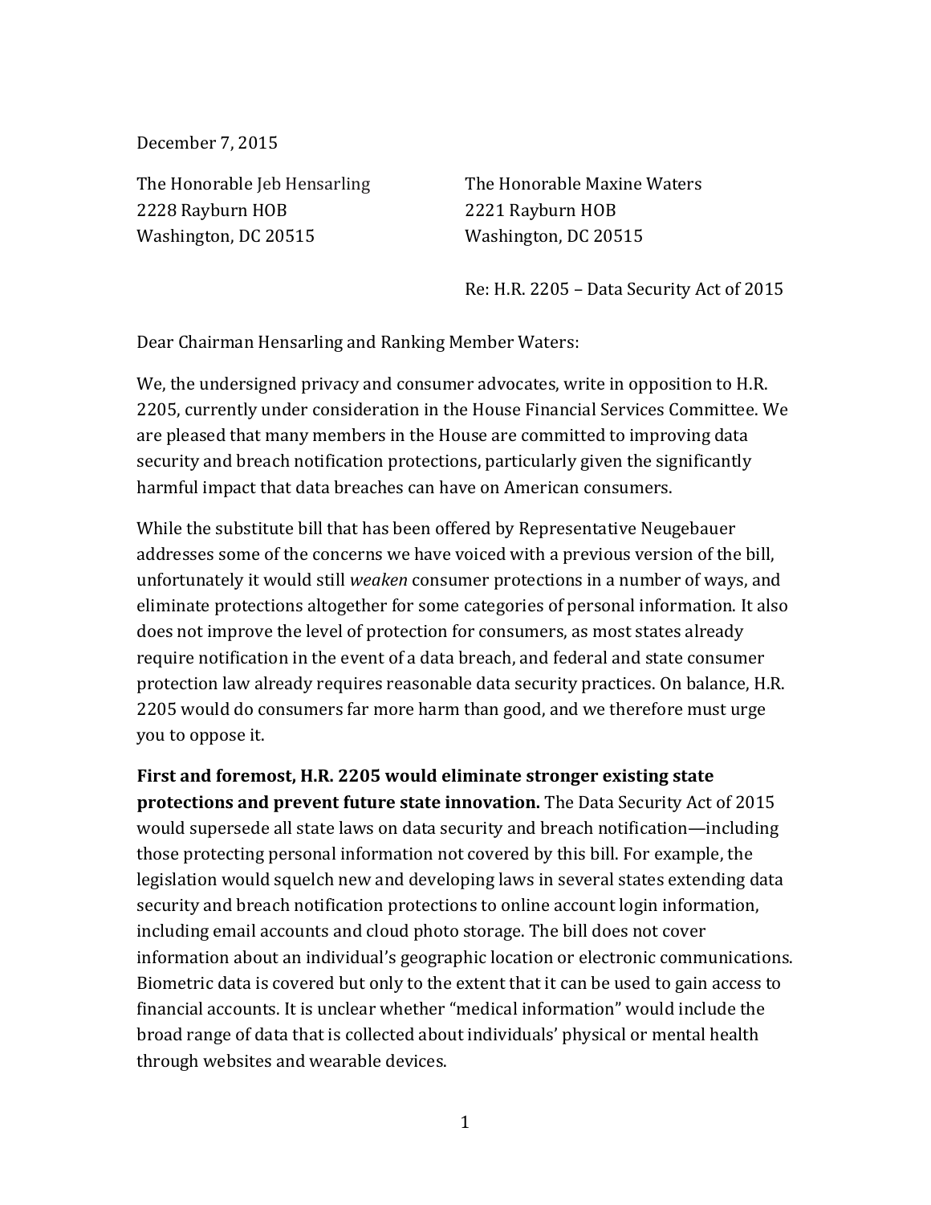December 7, 2015

The Honorable Jeb Hensarling
2228 Rayburn HOB
Washington, DC 20515

The Honorable Maxine Waters
2221 Rayburn HOB
Washington, DC 20515

Re: H.R. 2205 – Data Security Act of 2015

Dear Chairman Hensarling and Ranking Member Waters:

We, the undersigned privacy and consumer advocates, write in opposition to H.R. 2205, currently under consideration in the House Financial Services Committee. We are pleased that many members in the House are committed to improving data security and breach notification protections, particularly given the significantly harmful impact that data breaches can have on American consumers.

While the substitute bill that has been offered by Representative Neugebauer addresses some of the concerns we have voiced with a previous version of the bill, unfortunately it would still *weaken* consumer protections in a number of ways, and eliminate protections altogether for some categories of personal information. It also does not improve the level of protection for consumers, as most states already require notification in the event of a data breach, and federal and state consumer protection law already requires reasonable data security practices. On balance, H.R. 2205 would do consumers far more harm than good, and we therefore must urge you to oppose it.

**First and foremost, H.R. 2205 would eliminate stronger existing state protections and prevent future state innovation.** The Data Security Act of 2015 would supersede all state laws on data security and breach notification—including those protecting personal information not covered by this bill. For example, the legislation would squelch new and developing laws in several states extending data security and breach notification protections to online account login information, including email accounts and cloud photo storage. The bill does not cover information about an individual's geographic location or electronic communications. Biometric data is covered but only to the extent that it can be used to gain access to financial accounts. It is unclear whether "medical information" would include the broad range of data that is collected about individuals' physical or mental health through websites and wearable devices.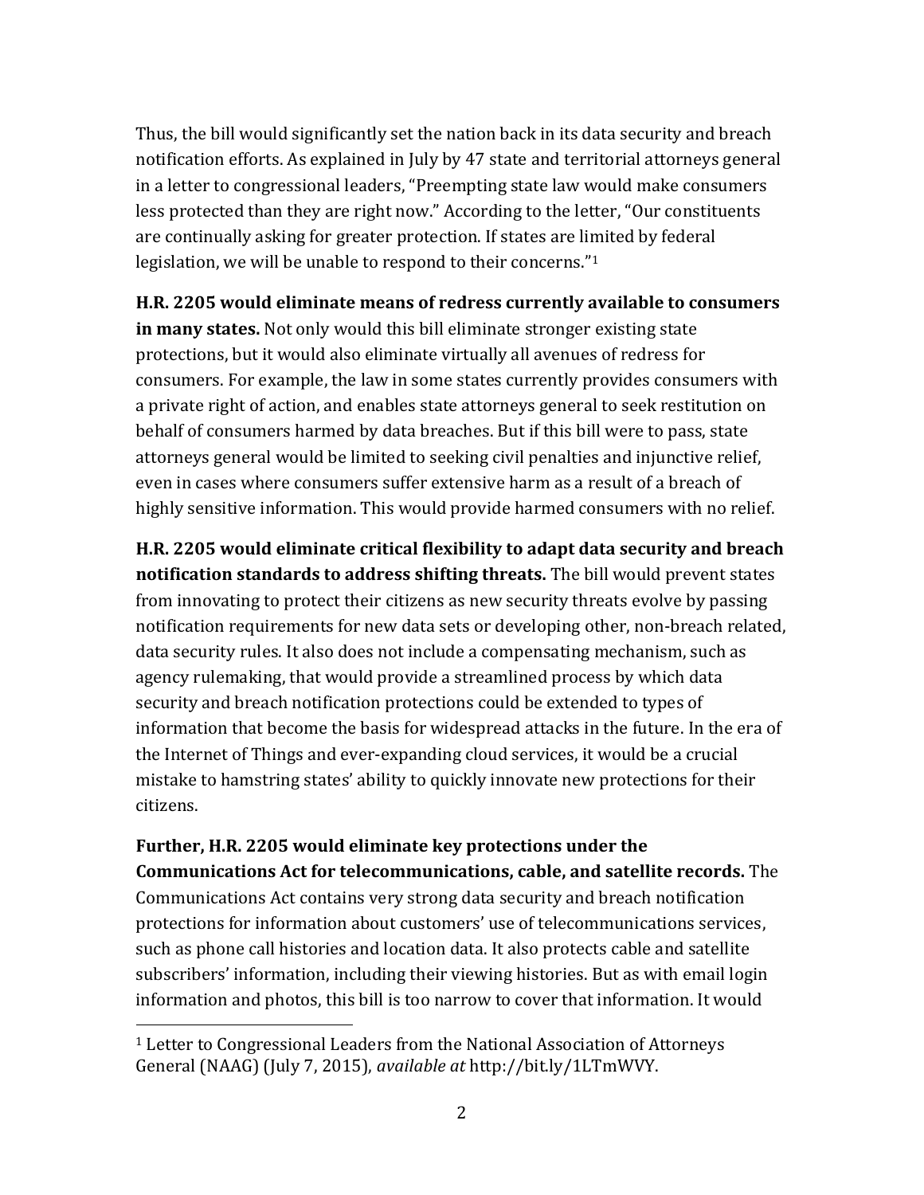Thus, the bill would significantly set the nation back in its data security and breach notification efforts. As explained in July by 47 state and territorial attorneys general in a letter to congressional leaders, "Preempting state law would make consumers less protected than they are right now." According to the letter, "Our constituents are continually asking for greater protection. If states are limited by federal legislation, we will be unable to respond to their concerns."[1]

**H.R. 2205 would eliminate means of redress currently available to consumers in many states.** Not only would this bill eliminate stronger existing state protections, but it would also eliminate virtually all avenues of redress for consumers. For example, the law in some states currently provides consumers with a private right of action, and enables state attorneys general to seek restitution on behalf of consumers harmed by data breaches. But if this bill were to pass, state attorneys general would be limited to seeking civil penalties and injunctive relief, even in cases where consumers suffer extensive harm as a result of a breach of highly sensitive information. This would provide harmed consumers with no relief.

**H.R. 2205 would eliminate critical flexibility to adapt data security and breach notification standards to address shifting threats.** The bill would prevent states from innovating to protect their citizens as new security threats evolve by passing notification requirements for new data sets or developing other, non-breach related, data security rules. It also does not include a compensating mechanism, such as agency rulemaking, that would provide a streamlined process by which data security and breach notification protections could be extended to types of information that become the basis for widespread attacks in the future. In the era of the Internet of Things and ever-expanding cloud services, it would be a crucial mistake to hamstring states' ability to quickly innovate new protections for their citizens.

**Further, H.R. 2205 would eliminate key protections under the Communications Act for telecommunications, cable, and satellite records.** The Communications Act contains very strong data security and breach notification protections for information about customers' use of telecommunications services, such as phone call histories and location data. It also protects cable and satellite subscribers' information, including their viewing histories. But as with email login information and photos, this bill is too narrow to cover that information. It would

---

[1] Letter to Congressional Leaders from the National Association of Attorneys General (NAAG) (July 7, 2015), *available at* http://bit.ly/1LTmWVY.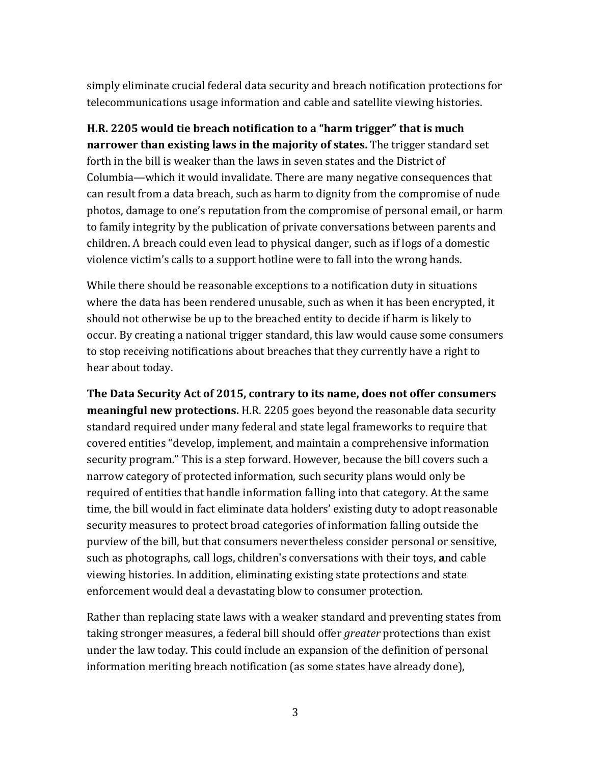simply eliminate crucial federal data security and breach notification protections for telecommunications usage information and cable and satellite viewing histories.

**H.R. 2205 would tie breach notification to a "harm trigger" that is much narrower than existing laws in the majority of states.** The trigger standard set forth in the bill is weaker than the laws in seven states and the District of Columbia—which it would invalidate. There are many negative consequences that can result from a data breach, such as harm to dignity from the compromise of nude photos, damage to one's reputation from the compromise of personal email, or harm to family integrity by the publication of private conversations between parents and children. A breach could even lead to physical danger, such as if logs of a domestic violence victim's calls to a support hotline were to fall into the wrong hands.

While there should be reasonable exceptions to a notification duty in situations where the data has been rendered unusable, such as when it has been encrypted, it should not otherwise be up to the breached entity to decide if harm is likely to occur. By creating a national trigger standard, this law would cause some consumers to stop receiving notifications about breaches that they currently have a right to hear about today.

**The Data Security Act of 2015, contrary to its name, does not offer consumers meaningful new protections.** H.R. 2205 goes beyond the reasonable data security standard required under many federal and state legal frameworks to require that covered entities "develop, implement, and maintain a comprehensive information security program." This is a step forward. However, because the bill covers such a narrow category of protected information, such security plans would only be required of entities that handle information falling into that category. At the same time, the bill would in fact eliminate data holders' existing duty to adopt reasonable security measures to protect broad categories of information falling outside the purview of the bill, but that consumers nevertheless consider personal or sensitive, such as photographs, call logs, children's conversations with their toys, **a**nd cable viewing histories. In addition, eliminating existing state protections and state enforcement would deal a devastating blow to consumer protection.

Rather than replacing state laws with a weaker standard and preventing states from taking stronger measures, a federal bill should offer *greater* protections than exist under the law today. This could include an expansion of the definition of personal information meriting breach notification (as some states have already done),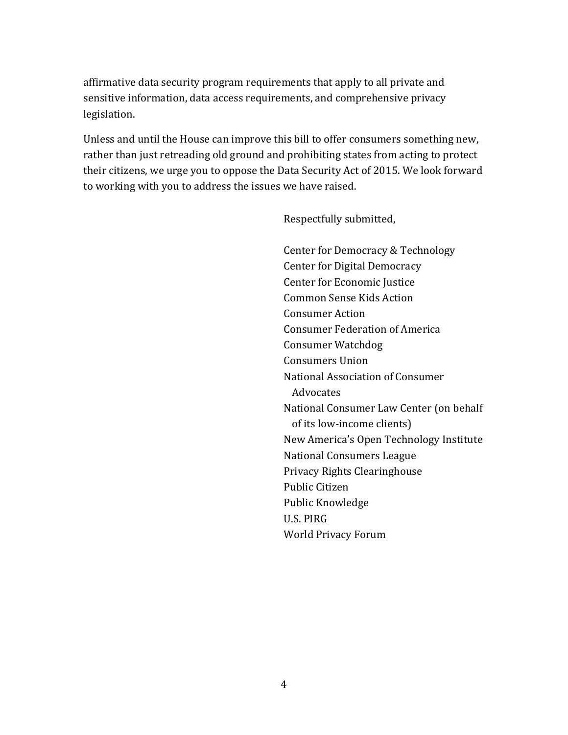affirmative data security program requirements that apply to all private and sensitive information, data access requirements, and comprehensive privacy legislation.

Unless and until the House can improve this bill to offer consumers something new, rather than just retreading old ground and prohibiting states from acting to protect their citizens, we urge you to oppose the Data Security Act of 2015. We look forward to working with you to address the issues we have raised.

Respectfully submitted,

Center for Democracy & Technology
Center for Digital Democracy
Center for Economic Justice
Common Sense Kids Action
Consumer Action
Consumer Federation of America
Consumer Watchdog
Consumers Union
National Association of Consumer Advocates
National Consumer Law Center (on behalf of its low-income clients)
New America's Open Technology Institute
National Consumers League
Privacy Rights Clearinghouse
Public Citizen
Public Knowledge
U.S. PIRG
World Privacy Forum